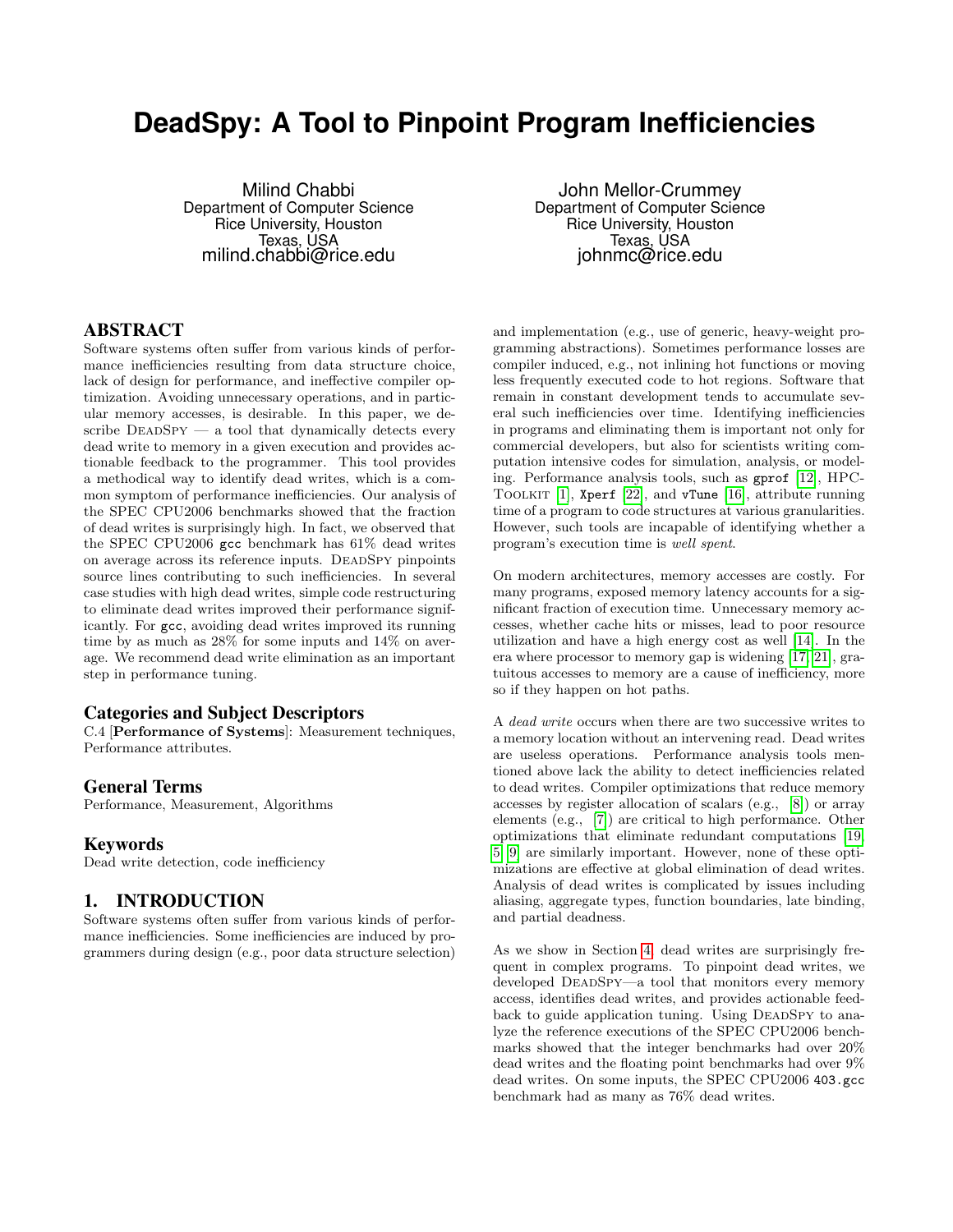# DeadSpy: A Tool to Pinpoint Program Inefficiencies

Milind Chabbi
Department of Computer Science
Rice University, Houston
Texas, USA
milind.chabbi@rice.edu

John Mellor-Crummey
Department of Computer Science
Rice University, Houston
Texas, USA
johnmc@rice.edu

## ABSTRACT

Software systems often suffer from various kinds of performance inefficiencies resulting from data structure choice, lack of design for performance, and ineffective compiler optimization. Avoiding unnecessary operations, and in particular memory accesses, is desirable. In this paper, we describe DeadSpy — a tool that dynamically detects every dead write to memory in a given execution and provides actionable feedback to the programmer. This tool provides a methodical way to identify dead writes, which is a common symptom of performance inefficiencies. Our analysis of the SPEC CPU2006 benchmarks showed that the fraction of dead writes is surprisingly high. In fact, we observed that the SPEC CPU2006 `gcc` benchmark has 61% dead writes on average across its reference inputs. DeadSpy pinpoints source lines contributing to such inefficiencies. In several case studies with high dead writes, simple code restructuring to eliminate dead writes improved their performance significantly. For `gcc`, avoiding dead writes improved its running time by as much as 28% for some inputs and 14% on average. We recommend dead write elimination as an important step in performance tuning.

### Categories and Subject Descriptors

C.4 [**Performance of Systems**]: Measurement techniques, Performance attributes.

### General Terms

Performance, Measurement, Algorithms

### Keywords

Dead write detection, code inefficiency

## 1. INTRODUCTION

Software systems often suffer from various kinds of performance inefficiencies. Some inefficiencies are induced by programmers during design (e.g., poor data structure selection) and implementation (e.g., use of generic, heavy-weight programming abstractions). Sometimes performance losses are compiler induced, e.g., not inlining hot functions or moving less frequently executed code to hot regions. Software that remain in constant development tends to accumulate several such inefficiencies over time. Identifying inefficiencies in programs and eliminating them is important not only for commercial developers, but also for scientists writing computation intensive codes for simulation, analysis, or modeling. Performance analysis tools, such as `gprof` [12], HPCToolkit [1], `Xperf` [22], and `vTune` [16], attribute running time of a program to code structures at various granularities. However, such tools are incapable of identifying whether a program's execution time is *well spent*.

On modern architectures, memory accesses are costly. For many programs, exposed memory latency accounts for a significant fraction of execution time. Unnecessary memory accesses, whether cache hits or misses, lead to poor resource utilization and have a high energy cost as well [14]. In the era where processor to memory gap is widening [17, 21], gratuitous accesses to memory are a cause of inefficiency, more so if they happen on hot paths.

A *dead write* occurs when there are two successive writes to a memory location without an intervening read. Dead writes are useless operations. Performance analysis tools mentioned above lack the ability to detect inefficiencies related to dead writes. Compiler optimizations that reduce memory accesses by register allocation of scalars (e.g., [8]) or array elements (e.g., [7]) are critical to high performance. Other optimizations that eliminate redundant computations [19, 5, 9] are similarly important. However, none of these optimizations are effective at global elimination of dead writes. Analysis of dead writes is complicated by issues including aliasing, aggregate types, function boundaries, late binding, and partial deadness.

As we show in Section 4, dead writes are surprisingly frequent in complex programs. To pinpoint dead writes, we developed DeadSpy—a tool that monitors every memory access, identifies dead writes, and provides actionable feedback to guide application tuning. Using DeadSpy to analyze the reference executions of the SPEC CPU2006 benchmarks showed that the integer benchmarks had over 20% dead writes and the floating point benchmarks had over 9% dead writes. On some inputs, the SPEC CPU2006 `403.gcc` benchmark had as many as 76% dead writes.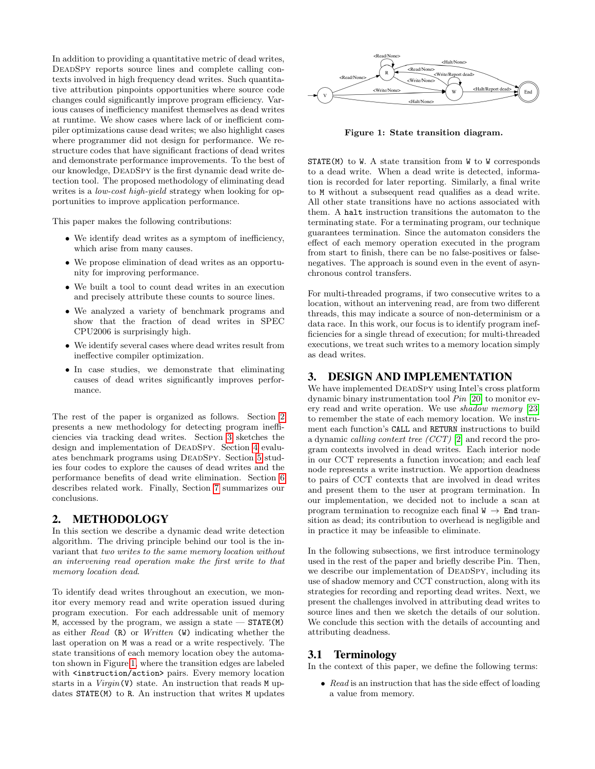In addition to providing a quantitative metric of dead writes, DeadSpy reports source lines and complete calling contexts involved in high frequency dead writes. Such quantitative attribution pinpoints opportunities where source code changes could significantly improve program efficiency. Various causes of inefficiency manifest themselves as dead writes at runtime. We show cases where lack of or inefficient compiler optimizations cause dead writes; we also highlight cases where programmer did not design for performance. We restructure codes that have significant fractions of dead writes and demonstrate performance improvements. To the best of our knowledge, DeadSpy is the first dynamic dead write detection tool. The proposed methodology of eliminating dead writes is a *low-cost high-yield* strategy when looking for opportunities to improve application performance.

This paper makes the following contributions:

- We identify dead writes as a symptom of inefficiency, which arise from many causes.
- We propose elimination of dead writes as an opportunity for improving performance.
- We built a tool to count dead writes in an execution and precisely attribute these counts to source lines.
- We analyzed a variety of benchmark programs and show that the fraction of dead writes in SPEC CPU2006 is surprisingly high.
- We identify several cases where dead writes result from ineffective compiler optimization.
- In case studies, we demonstrate that eliminating causes of dead writes significantly improves performance.

The rest of the paper is organized as follows. Section 2 presents a new methodology for detecting program inefficiencies via tracking dead writes. Section 3 sketches the design and implementation of DeadSpy. Section 4 evaluates benchmark programs using DeadSpy. Section 5 studies four codes to explore the causes of dead writes and the performance benefits of dead write elimination. Section 6 describes related work. Finally, Section 7 summarizes our conclusions.

## 2. METHODOLOGY

In this section we describe a dynamic dead write detection algorithm. The driving principle behind our tool is the invariant that *two writes to the same memory location without an intervening read operation make the first write to that memory location dead*.

To identify dead writes throughout an execution, we monitor every memory read and write operation issued during program execution. For each addressable unit of memory `M`, accessed by the program, we assign a state — `STATE(M)` as either *Read* (`R`) or *Written* (`W`) indicating whether the last operation on `M` was a read or a write respectively. The state transitions of each memory location obey the automaton shown in Figure 1, where the transition edges are labeled with `<instruction/action>` pairs. Every memory location starts in a *Virgin*(`V`) state. An instruction that reads `M` updates `STATE(M)` to `R`. An instruction that writes `M` updates `STATE(M)` to `W`. A state transition from `W` to `W` corresponds to a dead write. When a dead write is detected, information is recorded for later reporting. Similarly, a final write to `M` without a subsequent read qualifies as a dead write. All other state transitions have no actions associated with them. A `halt` instruction transitions the automaton to the terminating state. For a terminating program, our technique guarantees termination. Since the automaton considers the effect of each memory operation executed in the program from start to finish, there can be no false-positives or false-negatives. The approach is sound even in the event of asynchronous control transfers.

**Figure 1: State transition diagram.**

For multi-threaded programs, if two consecutive writes to a location, without an intervening read, are from two different threads, this may indicate a source of non-determinism or a data race. In this work, our focus is to identify program inefficiencies for a single thread of execution; for multi-threaded executions, we treat such writes to a memory location simply as dead writes.

## 3. DESIGN AND IMPLEMENTATION

We have implemented DeadSpy using Intel's cross platform dynamic binary instrumentation tool *Pin* [20] to monitor every read and write operation. We use *shadow memory* [23] to remember the state of each memory location. We instrument each function's `CALL` and `RETURN` instructions to build a dynamic *calling context tree (CCT)* [2] and record the program contexts involved in dead writes. Each interior node in our CCT represents a function invocation; and each leaf node represents a write instruction. We apportion deadness to pairs of CCT contexts that are involved in dead writes and present them to the user at program termination. In our implementation, we decided not to include a scan at program termination to recognize each final `W` $\rightarrow$ `End` transition as dead; its contribution to overhead is negligible and in practice it may be infeasible to eliminate.

In the following subsections, we first introduce terminology used in the rest of the paper and briefly describe Pin. Then, we describe our implementation of DeadSpy, including its use of shadow memory and CCT construction, along with its strategies for recording and reporting dead writes. Next, we present the challenges involved in attributing dead writes to source lines and then we sketch the details of our solution. We conclude this section with the details of accounting and attributing deadness.

### 3.1 Terminology

In the context of this paper, we define the following terms:

- *Read* is an instruction that has the side effect of loading a value from memory.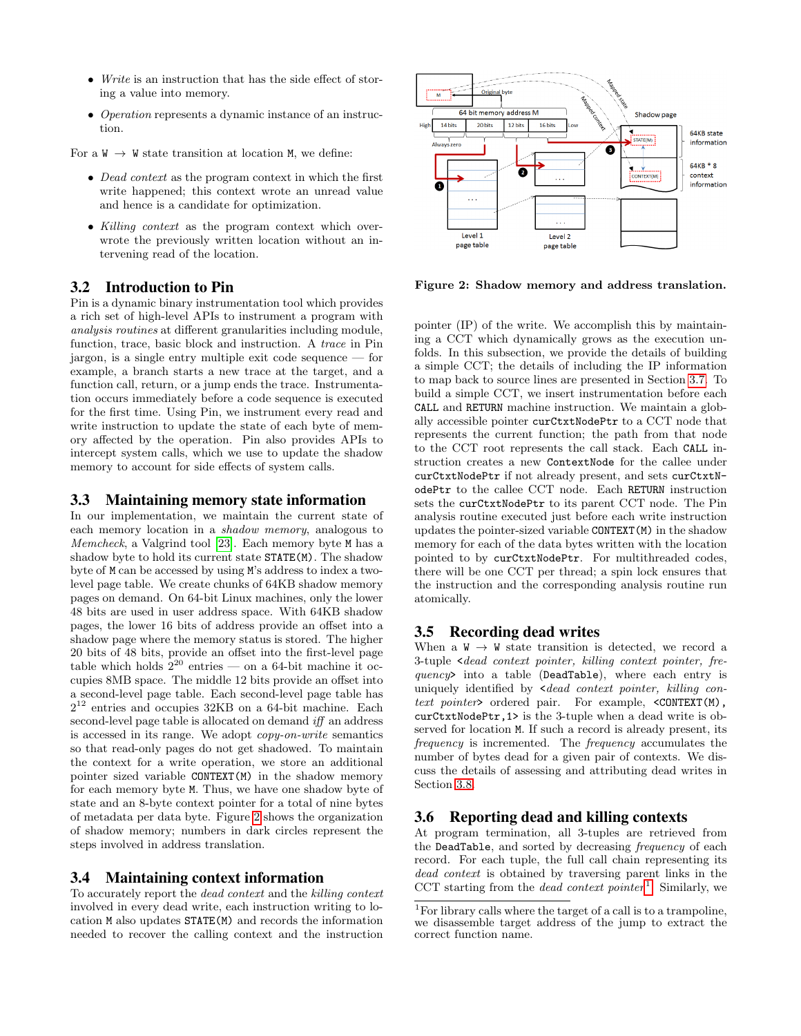- *Write* is an instruction that has the side effect of storing a value into memory.
- *Operation* represents a dynamic instance of an instruction.

For a W → W state transition at location M, we define:

- *Dead context* as the program context in which the first write happened; this context wrote an unread value and hence is a candidate for optimization.
- *Killing context* as the program context which overwrote the previously written location without an intervening read of the location.

## 3.2 Introduction to Pin

Pin is a dynamic binary instrumentation tool which provides a rich set of high-level APIs to instrument a program with *analysis routines* at different granularities including module, function, trace, basic block and instruction. A *trace* in Pin jargon, is a single entry multiple exit code sequence — for example, a branch starts a trace at the target, and a function call, return, or a jump ends the trace. Instrumentation occurs immediately before a code sequence is executed for the first time. Using Pin, we instrument every read and write instruction to update the state of each byte of memory affected by the operation. Pin also provides APIs to intercept system calls, which we use to update the shadow memory to account for side effects of system calls.

## 3.3 Maintaining memory state information

In our implementation, we maintain the current state of each memory location in a *shadow memory*, analogous to *Memcheck*, a Valgrind tool [23]. Each memory byte `M` has a shadow byte to hold its current state `STATE(M)`. The shadow byte of `M` can be accessed by using `M`'s address to index a two-level page table. We create chunks of 64KB shadow memory pages on demand. On 64-bit Linux machines, only the lower 48 bits are used in user address space. With 64KB shadow pages, the lower 16 bits of address provide an offset into a shadow page where the memory status is stored. The higher 20 bits of 48 bits, provide an offset into the first-level page table which holds $2^{20}$ entries — on a 64-bit machine it occupies 8MB space. The middle 12 bits provide an offset into a second-level page table. Each second-level page table has $2^{12}$ entries and occupies 32KB on a 64-bit machine. Each second-level page table is allocated on demand *iff* an address is accessed in its range. We adopt *copy-on-write* semantics so that read-only pages do not get shadowed. To maintain the context for a write operation, we store an additional pointer sized variable `CONTEXT(M)` in the shadow memory for each memory byte `M`. Thus, we have one shadow byte of state and an 8-byte context pointer for a total of nine bytes of metadata per data byte. Figure 2 shows the organization of shadow memory; numbers in dark circles represent the steps involved in address translation.

## 3.4 Maintaining context information

To accurately report the *dead context* and the *killing context* involved in every dead write, each instruction writing to location M also updates `STATE(M)` and records the information needed to recover the calling context and the instruction pointer (IP) of the write. We accomplish this by maintaining a CCT which dynamically grows as the execution unfolds. In this subsection, we provide the details of building a simple CCT; the details of including the IP information to map back to source lines are presented in Section 3.7. To build a simple CCT, we insert instrumentation before each `CALL` and `RETURN` machine instruction. We maintain a globally accessible pointer `curCtxtNodePtr` to a CCT node that represents the current function; the path from that node to the CCT root represents the call stack. Each `CALL` instruction creates a new `ContextNode` for the callee under `curCtxtNodePtr` if not already present, and sets `curCtxtNodePtr` to the callee CCT node. Each `RETURN` instruction sets the `curCtxtNodePtr` to its parent CCT node. The Pin analysis routine executed just before each write instruction updates the pointer-sized variable `CONTEXT(M)` in the shadow memory for each of the data bytes written with the location pointed to by `curCtxtNodePtr`. For multithreaded codes, there will be one CCT per thread; a spin lock ensures that the instruction and the corresponding analysis routine run atomically.

Figure 2: Shadow memory and address translation.

## 3.5 Recording dead writes

When a W → W state transition is detected, we record a 3-tuple <*dead context pointer, killing context pointer, frequency*> into a table (`DeadTable`), where each entry is uniquely identified by <*dead context pointer, killing context pointer*> ordered pair. For example, `<CONTEXT(M), curCtxtNodePtr,1>` is the 3-tuple when a dead write is observed for location M. If such a record is already present, its *frequency* is incremented. The *frequency* accumulates the number of bytes dead for a given pair of contexts. We discuss the details of assessing and attributing dead writes in Section 3.8.

## 3.6 Reporting dead and killing contexts

At program termination, all 3-tuples are retrieved from the `DeadTable`, and sorted by decreasing *frequency* of each record. For each tuple, the full call chain representing its *dead context* is obtained by traversing parent links in the CCT starting from the *dead context pointer*[1]. Similarly, we

[1] For library calls where the target of a call is to a trampoline, we disassemble target address of the jump to extract the correct function name.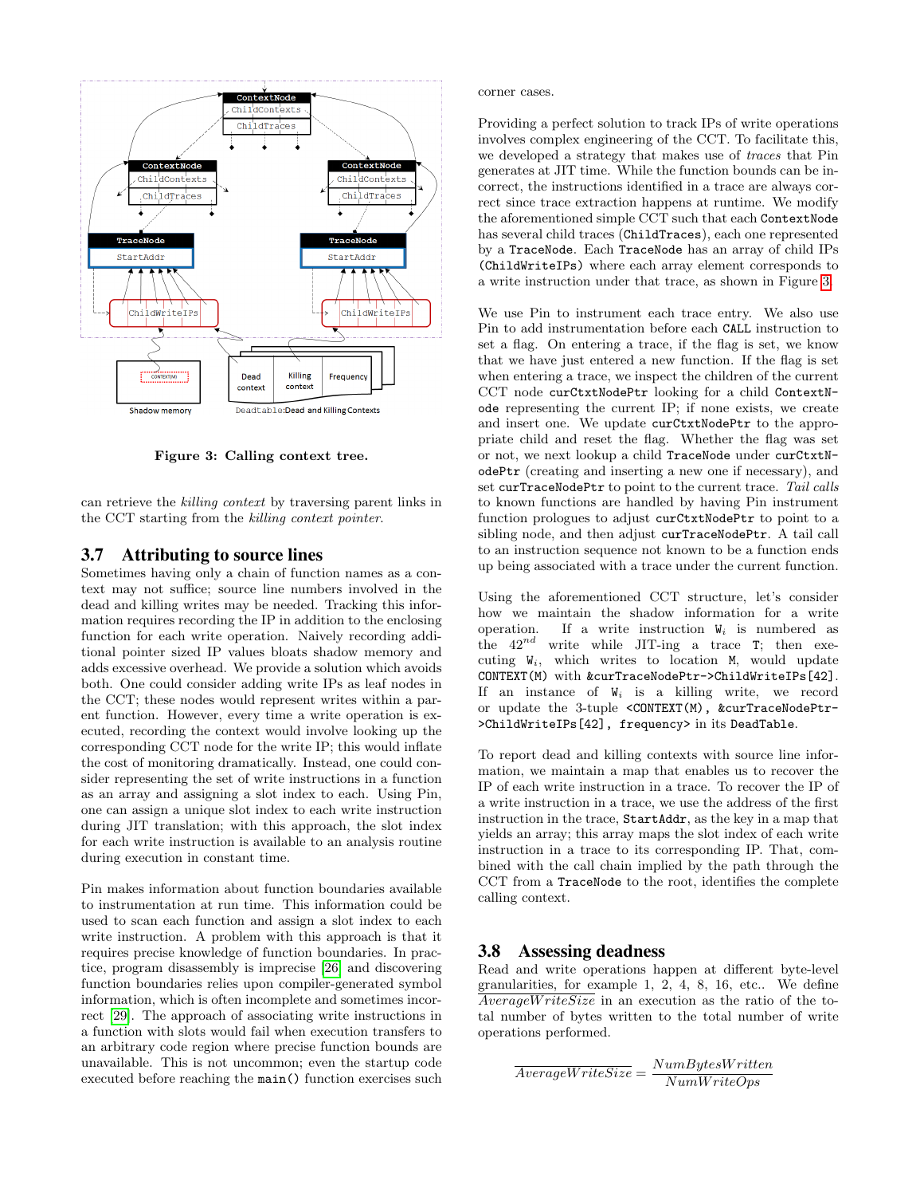Figure 3: Calling context tree.

can retrieve the *killing context* by traversing parent links in the CCT starting from the *killing context pointer*.

### 3.7 Attributing to source lines

Sometimes having only a chain of function names as a context may not suffice; source line numbers involved in the dead and killing writes may be needed. Tracking this information requires recording the IP in addition to the enclosing function for each write operation. Naively recording additional pointer sized IP values bloats shadow memory and adds excessive overhead. We provide a solution which avoids both. One could consider adding write IPs as leaf nodes in the CCT; these nodes would represent writes within a parent function. However, every time a write operation is executed, recording the context would involve looking up the corresponding CCT node for the write IP; this would inflate the cost of monitoring dramatically. Instead, one could consider representing the set of write instructions in a function as an array and assigning a slot index to each. Using Pin, one can assign a unique slot index to each write instruction during JIT translation; with this approach, the slot index for each write instruction is available to an analysis routine during execution in constant time.

Pin makes information about function boundaries available to instrumentation at run time. This information could be used to scan each function and assign a slot index to each write instruction. A problem with this approach is that it requires precise knowledge of function boundaries. In practice, program disassembly is imprecise [26] and discovering function boundaries relies upon compiler-generated symbol information, which is often incomplete and sometimes incorrect [29]. The approach of associating write instructions in a function with slots would fail when execution transfers to an arbitrary code region where precise function bounds are unavailable. This is not uncommon; even the startup code executed before reaching the `main()` function exercises such corner cases.

Providing a perfect solution to track IPs of write operations involves complex engineering of the CCT. To facilitate this, we developed a strategy that makes use of *traces* that Pin generates at JIT time. While the function bounds can be incorrect, the instructions identified in a trace are always correct since trace extraction happens at runtime. We modify the aforementioned simple CCT such that each `ContextNode` has several child traces (`ChildTraces`), each one represented by a `TraceNode`. Each `TraceNode` has an array of child IPs (`ChildWriteIPs`) where each array element corresponds to a write instruction under that trace, as shown in Figure 3.

We use Pin to instrument each trace entry. We also use Pin to add instrumentation before each `CALL` instruction to set a flag. On entering a trace, if the flag is set, we know that we have just entered a new function. If the flag is set when entering a trace, we inspect the children of the current CCT node `curCtxtNodePtr` looking for a child `ContextNode` representing the current IP; if none exists, we create and insert one. We update `curCtxtNodePtr` to the appropriate child and reset the flag. Whether the flag was set or not, we next lookup a child `TraceNode` under `curCtxtNodePtr` (creating and inserting a new one if necessary), and set `curTraceNodePtr` to point to the current trace. *Tail calls* to known functions are handled by having Pin instrument function prologues to adjust `curCtxtNodePtr` to point to a sibling node, and then adjust `curTraceNodePtr`. A tail call to an instruction sequence not known to be a function ends up being associated with a trace under the current function.

Using the aforementioned CCT structure, let's consider how we maintain the shadow information for a write operation. If a write instruction $W_i$ is numbered as the $42^{nd}$ write while JIT-ing a trace T; then executing $W_i$, which writes to location M, would update `CONTEXT(M)` with `&curTraceNodePtr->ChildWriteIPs[42]`. If an instance of $W_i$ is a killing write, we record or update the 3-tuple `<CONTEXT(M), &curTraceNodePtr->ChildWriteIPs[42], frequency>` in its `DeadTable`.

To report dead and killing contexts with source line information, we maintain a map that enables us to recover the IP of each write instruction in a trace. To recover the IP of a write instruction in a trace, we use the address of the first instruction in the trace, `StartAddr`, as the key in a map that yields an array; this array maps the slot index of each write instruction in a trace to its corresponding IP. That, combined with the call chain implied by the path through the CCT from a `TraceNode` to the root, identifies the complete calling context.

### 3.8 Assessing deadness

Read and write operations happen at different byte-level granularities, for example 1, 2, 4, 8, 16, etc.. We define $\overline{AverageWriteSize}$ in an execution as the ratio of the total number of bytes written to the total number of write operations performed.

$$\overline{AverageWriteSize} = \frac{NumBytesWritten}{NumWriteOps}$$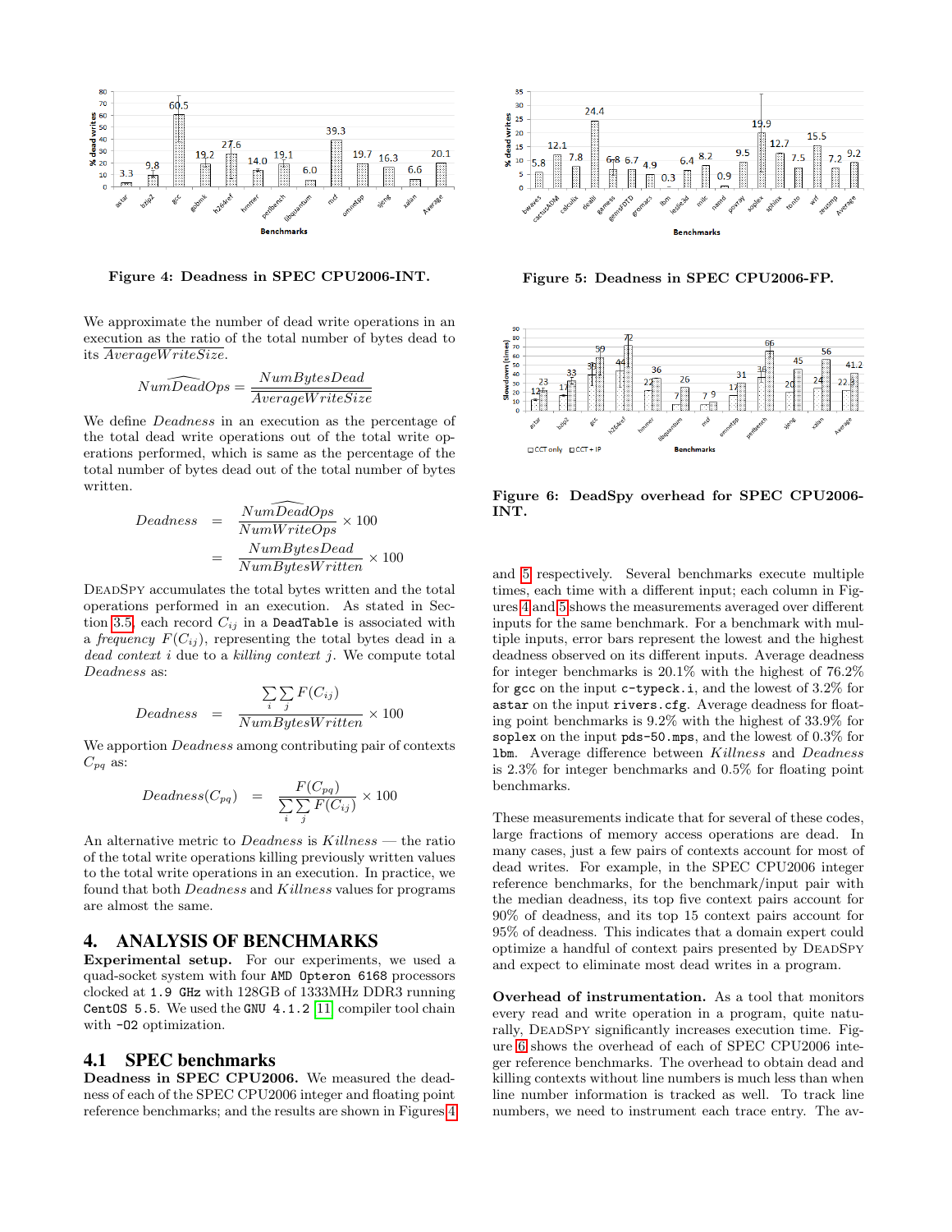Figure 4: Deadness in SPEC CPU2006-INT.

Figure 5: Deadness in SPEC CPU2006-FP.

We approximate the number of dead write operations in an execution as the ratio of the total number of bytes dead to its $\widehat{AverageWriteSize}$.

$$\widehat{NumDeadOps} = \frac{NumBytesDead}{\widehat{AverageWriteSize}}$$

We define *Deadness* in an execution as the percentage of the total dead write operations out of the total write operations performed, which is same as the percentage of the total number of bytes dead out of the total number of bytes written.

$$\begin{aligned} Deadness &= \frac{\widehat{NumDeadOps}}{NumWriteOps} \times 100 \\ &= \frac{NumBytesDead}{NumBytesWritten} \times 100 \end{aligned}$$

DeadSpy accumulates the total bytes written and the total operations performed in an execution. As stated in Section 3.5, each record $C_{ij}$ in a `DeadTable` is associated with a *frequency* $F(C_{ij})$, representing the total bytes dead in a *dead context* $i$ due to a *killing context* $j$. We compute total *Deadness* as:

$$Deadness = \frac{\sum_i \sum_j F(C_{ij})}{NumBytesWritten} \times 100$$

We apportion *Deadness* among contributing pair of contexts $C_{pq}$ as:

$$Deadness(C_{pq}) = \frac{F(C_{pq})}{\sum_i \sum_j F(C_{ij})} \times 100$$

An alternative metric to *Deadness* is *Killness* — the ratio of the total write operations killing previously written values to the total write operations in an execution. In practice, we found that both *Deadness* and *Killness* values for programs are almost the same.

# 4. ANALYSIS OF BENCHMARKS

**Experimental setup.** For our experiments, we used a quad-socket system with four `AMD Opteron 6168` processors clocked at `1.9 GHz` with 128GB of 1333MHz DDR3 running `CentOS 5.5`. We used the `GNU 4.1.2` [11] compiler tool chain with `-O2` optimization.

## 4.1 SPEC benchmarks

**Deadness in SPEC CPU2006.** We measured the deadness of each of the SPEC CPU2006 integer and floating point reference benchmarks; and the results are shown in Figures 4 and 5 respectively. Several benchmarks execute multiple times, each time with a different input; each column in Figures 4 and 5 shows the measurements averaged over different inputs for the same benchmark. For a benchmark with multiple inputs, error bars represent the lowest and the highest deadness observed on its different inputs. Average deadness for integer benchmarks is 20.1% with the highest of 76.2% for `gcc` on the input `c-typeck.i`, and the lowest of 3.2% for `astar` on the input `rivers.cfg`. Average deadness for floating point benchmarks is 9.2% with the highest of 33.9% for `soplex` on the input `pds-50.mps`, and the lowest of 0.3% for `lbm`. Average difference between *Killness* and *Deadness* is 2.3% for integer benchmarks and 0.5% for floating point benchmarks.

Figure 6: DeadSpy overhead for SPEC CPU2006-INT.

These measurements indicate that for several of these codes, large fractions of memory access operations are dead. In many cases, just a few pairs of contexts account for most of dead writes. For example, in the SPEC CPU2006 integer reference benchmarks, for the benchmark/input pair with the median deadness, its top five context pairs account for 90% of deadness, and its top 15 context pairs account for 95% of deadness. This indicates that a domain expert could optimize a handful of context pairs presented by DeadSpy and expect to eliminate most dead writes in a program.

**Overhead of instrumentation.** As a tool that monitors every read and write operation in a program, quite naturally, DeadSpy significantly increases execution time. Figure 6 shows the overhead of each of SPEC CPU2006 integer reference benchmarks. The overhead to obtain dead and killing contexts without line numbers is much less than when line number information is tracked as well. To track line numbers, we need to instrument each trace entry. The av-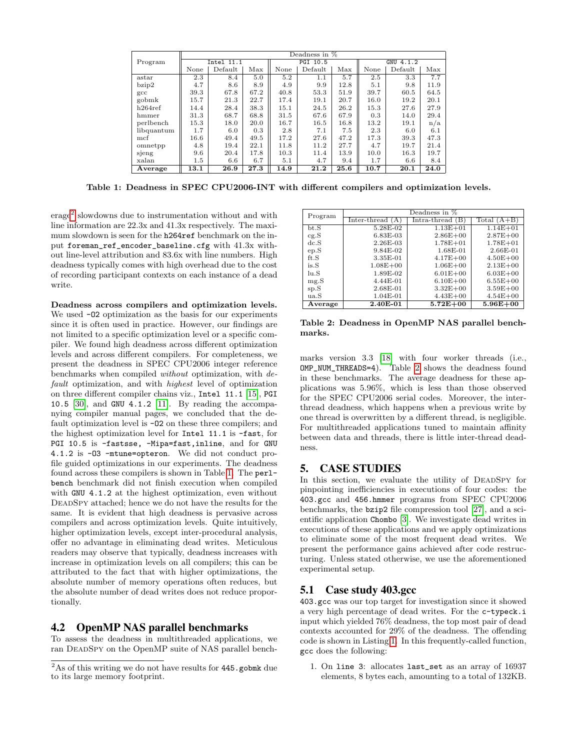| Program | Deadness in % | | | | | | | | |
|---|---|---|---|---|---|---|---|---|---|
| | Intel 11.1 | | | PGI 10.5 | | | GNU 4.1.2 | | |
| | None | Default | Max | None | Default | Max | None | Default | Max |
| astar | 2.3 | 8.4 | 5.0 | 5.2 | 1.1 | 5.7 | 2.5 | 3.3 | 7.7 |
| bzip2 | 4.7 | 8.6 | 8.9 | 4.9 | 9.9 | 12.8 | 5.1 | 9.8 | 11.9 |
| gcc | 39.3 | 67.8 | 67.2 | 40.8 | 53.3 | 51.9 | 39.7 | 60.5 | 64.5 |
| gobmk | 15.7 | 21.3 | 22.7 | 17.4 | 19.1 | 20.7 | 16.0 | 19.2 | 20.1 |
| h264ref | 14.4 | 28.4 | 38.3 | 15.1 | 24.5 | 26.2 | 15.3 | 27.6 | 27.9 |
| hmmer | 31.3 | 68.7 | 68.8 | 31.5 | 67.6 | 67.9 | 0.3 | 14.0 | 29.4 |
| perlbench | 15.3 | 18.0 | 20.0 | 16.7 | 16.5 | 16.8 | 13.2 | 19.1 | n/a |
| libquantum | 1.7 | 6.0 | 0.3 | 2.8 | 7.1 | 7.5 | 2.3 | 6.0 | 6.1 |
| mcf | 16.6 | 49.4 | 49.5 | 17.2 | 27.6 | 47.2 | 17.3 | 39.3 | 47.3 |
| omnetpp | 4.8 | 19.4 | 22.1 | 11.8 | 11.2 | 27.7 | 4.7 | 19.7 | 21.4 |
| sjeng | 9.6 | 20.4 | 17.8 | 10.3 | 11.4 | 13.9 | 10.0 | 16.3 | 19.7 |
| xalan | 1.5 | 6.6 | 6.7 | 5.1 | 4.7 | 9.4 | 1.7 | 6.6 | 8.4 |
| **Average** | **13.1** | **26.9** | **27.3** | **14.9** | **21.2** | **25.6** | **10.7** | **20.1** | **24.0** |

**Table 1: Deadness in SPEC CPU2006-INT with different compilers and optimization levels.**

erage[2] slowdowns due to instrumentation without and with line information are 22.3x and 41.3x respectively. The maximum slowdown is seen for the `h264ref` benchmark on the input `foreman_ref_encoder_baseline.cfg` with 41.3x without line-level attribution and 83.6x with line numbers. High deadness typically comes with high overhead due to the cost of recording participant contexts on each instance of a dead write.

**Deadness across compilers and optimization levels.** We used `-O2` optimization as the basis for our experiments since it is often used in practice. However, our findings are not limited to a specific optimization level or a specific compiler. We found high deadness across different optimization levels and across different compilers. For completeness, we present the deadness in SPEC CPU2006 integer reference benchmarks when compiled *without* optimization, with *default* optimization, and with *highest* level of optimization on three different compiler chains viz., `Intel 11.1` [15], `PGI 10.5` [30], and `GNU 4.1.2` [11]. By reading the accompanying compiler manual pages, we concluded that the default optimization level is `-O2` on these three compilers; and the highest optimization level for `Intel 11.1` is `-fast`, for `PGI 10.5` is `-fastsse, -Mipa=fast,inline`, and for `GNU 4.1.2` is `-O3 -mtune=opteron`. We did not conduct profile guided optimizations in our experiments. The deadness found across these compilers is shown in Table 1. The `perlbench` benchmark did not finish execution when compiled with `GNU 4.1.2` at the highest optimization, even without DeadSpy attached; hence we do not have the results for the same. It is evident that high deadness is pervasive across compilers and across optimization levels. Quite intuitively, higher optimization levels, except inter-procedural analysis, offer no advantage in eliminating dead writes. Meticulous readers may observe that typically, deadness increases with increase in optimization levels on all compilers; this can be attributed to the fact that with higher optimizations, the absolute number of memory operations often reduces, but the absolute number of dead writes does not reduce proportionally.

## 4.2 OpenMP NAS parallel benchmarks

To assess the deadness in multithreaded applications, we ran DeadSpy on the OpenMP suite of NAS parallel benchmarks version 3.3 [18] with four worker threads (i.e., `OMP_NUM_THREADS=4`). Table 2 shows the deadness found in these benchmarks. The average deadness for these applications was 5.96%, which is less than those observed for the SPEC CPU2006 serial codes. Moreover, the inter-thread deadness, which happens when a previous write by one thread is overwritten by a different thread, is negligible. For multithreaded applications tuned to maintain affinity between data and threads, there is little inter-thread deadness.

[2] As of this writing we do not have results for `445.gobmk` due to its large memory footprint.

| Program | Deadness in % | | |
|---|---|---|---|
| | Inter-thread (A) | Intra-thread (B) | Total (A+B) |
| bt.S | 5.28E-02 | 1.13E+01 | 1.14E+01 |
| cg.S | 6.83E-03 | 2.86E+00 | 2.87E+00 |
| dc.S | 2.26E-03 | 1.78E+01 | 1.78E+01 |
| ep.S | 9.84E-02 | 1.68E-01 | 2.66E-01 |
| ft.S | 3.35E-01 | 4.17E+00 | 4.50E+00 |
| is.S | 1.08E+00 | 1.06E+00 | 2.13E+00 |
| lu.S | 1.89E-02 | 6.01E+00 | 6.03E+00 |
| mg.S | 4.44E-01 | 6.10E+00 | 6.55E+00 |
| sp.S | 2.68E-01 | 3.32E+00 | 3.59E+00 |
| ua.S | 1.04E-01 | 4.43E+00 | 4.54E+00 |
| **Average** | **2.40E-01** | **5.72E+00** | **5.96E+00** |

**Table 2: Deadness in OpenMP NAS parallel benchmarks.**

# 5. CASE STUDIES

In this section, we evaluate the utility of DeadSpy for pinpointing inefficiencies in executions of four codes: the `403.gcc` and `456.hmmer` programs from SPEC CPU2006 benchmarks, the `bzip2` file compression tool [27], and a scientific application `Chombo` [3]. We investigate dead writes in executions of these applications and we apply optimizations to eliminate some of the most frequent dead writes. We present the performance gains achieved after code restructuring. Unless stated otherwise, we use the aforementioned experimental setup.

## 5.1 Case study 403.gcc

`403.gcc` was our top target for investigation since it showed a very high percentage of dead writes. For the `c-typeck.i` input which yielded 76% deadness, the top most pair of dead contexts accounted for 29% of the deadness. The offending code is shown in Listing 1. In this frequently-called function, `gcc` does the following:

1. On `line 3`: allocates `last_set` as an array of 16937 elements, 8 bytes each, amounting to a total of 132KB.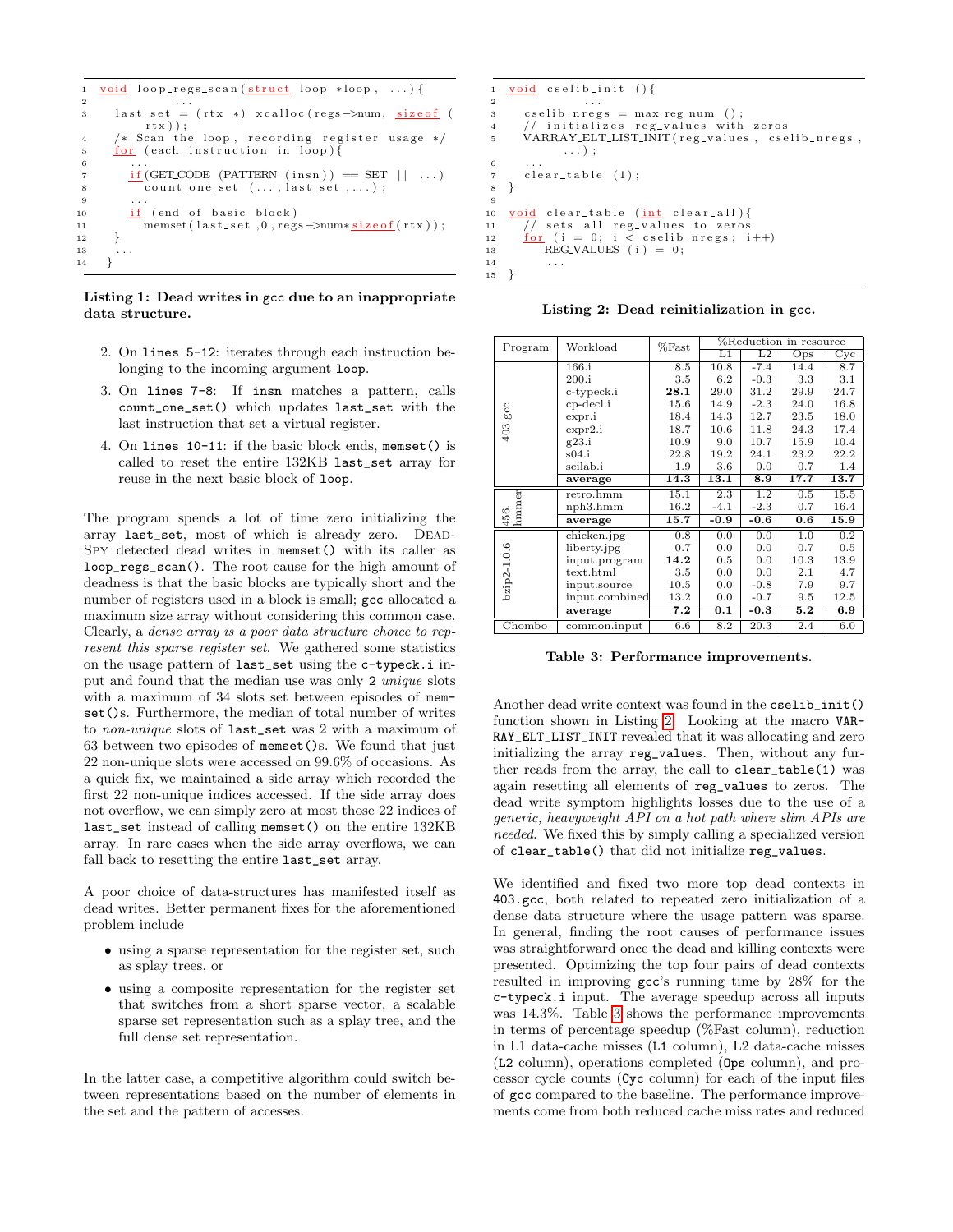```
1  void loop_regs_scan(struct loop *loop, ...){
2            ...
3    last_set = (rtx *) xcalloc(regs->num, sizeof (
         rtx));
4    /* Scan the loop, recording register usage */
5    for (each instruction in loop){
6      ...
7      if(GET_CODE (PATTERN (insn)) == SET || ...)
8        count_one_set (..., last_set,...);
9      ...
10     if (end of basic block)
11       memset(last_set,0,regs->num*sizeof(rtx));
12   }
13   ...
14 }
```

**Listing 1: Dead writes in gcc due to an inappropriate data structure.**

2. On `lines 5-12`: iterates through each instruction belonging to the incoming argument `loop`.
3. On `lines 7-8`: If `insn` matches a pattern, calls `count_one_set()` which updates `last_set` with the last instruction that set a virtual register.
4. On `lines 10-11`: if the basic block ends, `memset()` is called to reset the entire 132KB `last_set` array for reuse in the next basic block of `loop`.

The program spends a lot of time zero initializing the array `last_set`, most of which is already zero. DeadSpy detected dead writes in `memset()` with its caller as `loop_regs_scan()`. The root cause for the high amount of deadness is that the basic blocks are typically short and the number of registers used in a block is small; `gcc` allocated a maximum size array without considering this common case. Clearly, a *dense array is a poor data structure choice to represent this sparse register set*. We gathered some statistics on the usage pattern of `last_set` using the `c-typeck.i` input and found that the median use was only 2 *unique* slots with a maximum of 34 slots set between episodes of `memset()`s. Furthermore, the median of total number of writes to *non-unique* slots of `last_set` was 2 with a maximum of 63 between two episodes of `memset()`s. We found that just 22 non-unique slots were accessed on 99.6% of occasions. As a quick fix, we maintained a side array which recorded the first 22 non-unique indices accessed. If the side array does not overflow, we can simply zero at most those 22 indices of `last_set` instead of calling `memset()` on the entire 132KB array. In rare cases when the side array overflows, we can fall back to resetting the entire `last_set` array.

A poor choice of data-structures has manifested itself as dead writes. Better permanent fixes for the aforementioned problem include

- using a sparse representation for the register set, such as splay trees, or
- using a composite representation for the register set that switches from a short sparse vector, a scalable sparse set representation such as a splay tree, and the full dense set representation.

In the latter case, a competitive algorithm could switch between representations based on the number of elements in the set and the pattern of accesses.

```
1  void cselib_init (){
2            ...
3    cselib_nregs = max_reg_num ();
4    // initializes reg_values with zeros
5    VARRAY_ELT_LIST_INIT(reg_values, cselib_nregs,
         ...);
6    ...
7    clear_table (1);
8  }
9
10 void clear_table (int clear_all){
11   // sets all reg_values to zeros
12   for (i = 0; i < cselib_nregs; i++)
13     REG_VALUES (i) = 0;
14     ...
15 }
```

**Listing 2: Dead reinitialization in gcc.**

| Program | Workload | %Fast | %Reduction in resource | | | |
|---|---|---|---|---|---|---|
| | | | L1 | L2 | Ops | Cyc |
| 403.gcc | 166.i | 8.5 | 10.8 | -7.4 | 14.4 | 8.7 |
| | 200.i | 3.5 | 6.2 | -0.3 | 3.3 | 3.1 |
| | c-typeck.i | **28.1** | 29.0 | 31.2 | 29.9 | 24.7 |
| | cp-decl.i | 15.6 | 14.9 | -2.3 | 24.0 | 16.8 |
| | expr.i | 18.4 | 14.3 | 12.7 | 23.5 | 18.0 |
| | expr2.i | 18.7 | 10.6 | 11.8 | 24.3 | 17.4 |
| | g23.i | 10.9 | 9.0 | 10.7 | 15.9 | 10.4 |
| | s04.i | 22.8 | 19.2 | 24.1 | 23.2 | 22.2 |
| | scilab.i | 1.9 | 3.6 | 0.0 | 0.7 | 1.4 |
| | **average** | **14.3** | **13.1** | **8.9** | **17.7** | **13.7** |
| 456. hmmer | retro.hmm | 15.1 | 2.3 | 1.2 | 0.5 | 15.5 |
| | nph3.hmm | 16.2 | -4.1 | -2.3 | 0.7 | 16.4 |
| | **average** | **15.7** | **-0.9** | **-0.6** | **0.6** | **15.9** |
| bzip2-1.0.6 | chicken.jpg | 0.8 | 0.0 | 0.0 | 1.0 | 0.2 |
| | liberty.jpg | 0.7 | 0.0 | 0.0 | 0.7 | 0.5 |
| | input.program | **14.2** | 0.5 | 0.0 | 10.3 | 13.9 |
| | text.html | 3.5 | 0.0 | 0.0 | 2.1 | 4.7 |
| | input.source | 10.5 | 0.0 | -0.8 | 7.9 | 9.7 |
| | input.combined | 13.2 | 0.0 | -0.7 | 9.5 | 12.5 |
| | **average** | **7.2** | **0.1** | **-0.3** | **5.2** | **6.9** |
| Chombo | common.input | 6.6 | 8.2 | 20.3 | 2.4 | 6.0 |

**Table 3: Performance improvements.**

Another dead write context was found in the `cselib_init()` function shown in Listing 2. Looking at the macro `VARRAY_ELT_LIST_INIT` revealed that it was allocating and zero initializing the array `reg_values`. Then, without any further reads from the array, the call to `clear_table(1)` was again resetting all elements of `reg_values` to zeros. The dead write symptom highlights losses due to the use of a *generic, heavyweight API on a hot path where slim APIs are needed*. We fixed this by simply calling a specialized version of `clear_table()` that did not initialize `reg_values`.

We identified and fixed two more top dead contexts in `403.gcc`, both related to repeated zero initialization of a dense data structure where the usage pattern was sparse. In general, finding the root causes of performance issues was straightforward once the dead and killing contexts were presented. Optimizing the top four pairs of dead contexts resulted in improving `gcc`'s running time by 28% for the `c-typeck.i` input. The average speedup across all inputs was 14.3%. Table 3 shows the performance improvements in terms of percentage speedup (%Fast column), reduction in L1 data-cache misses (`L1` column), L2 data-cache misses (`L2` column), operations completed (`Ops` column), and processor cycle counts (`Cyc` column) for each of the input files of `gcc` compared to the baseline. The performance improvements come from both reduced cache miss rates and reduced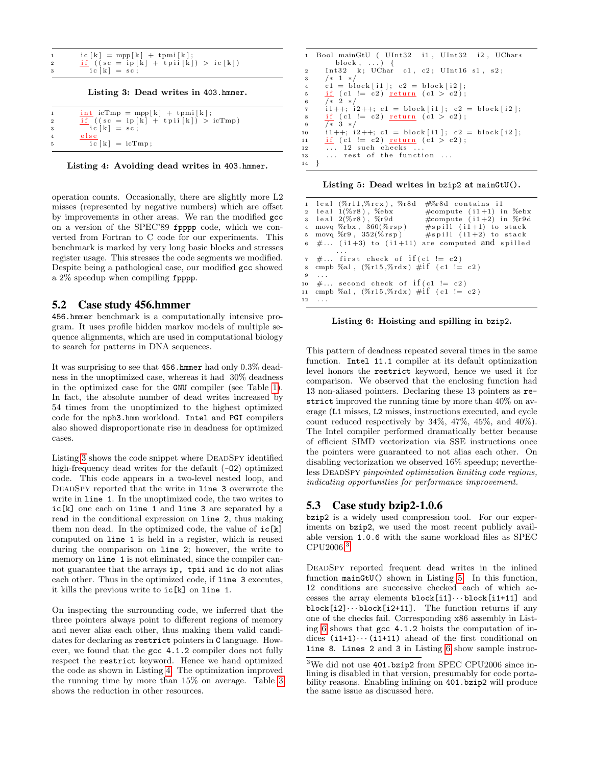```
ic[k] = mpp[k] + tpmi[k];
if ((sc = ip[k] + tpii[k]) > ic[k])
   ic[k] = sc;
```

**Listing 3: Dead writes in 403.hmmer.**

```
int icTmp = mpp[k] + tpmi[k];
if ((sc = ip[k] + tpii[k]) > icTmp)
   ic[k] = sc;
else
   ic[k] = icTmp;
```

**Listing 4: Avoiding dead writes in 403.hmmer.**

operation counts. Occasionally, there are slightly more L2 misses (represented by negative numbers) which are offset by improvements in other areas. We ran the modified `gcc` on a version of the SPEC'89 `fpppp` code, which we converted from Fortran to C code for our experiments. This benchmark is marked by very long basic blocks and stresses register usage. This stresses the code segments we modified. Despite being a pathological case, our modified `gcc` showed a 2% speedup when compiling `fpppp`.

## 5.2 Case study 456.hmmer

`456.hmmer` benchmark is a computationally intensive program. It uses profile hidden markov models of multiple sequence alignments, which are used in computational biology to search for patterns in DNA sequences.

It was surprising to see that `456.hmmer` had only 0.3% deadness in the unoptimized case, whereas it had 30% deadness in the optimized case for the `GNU` compiler (see Table 1). In fact, the absolute number of dead writes increased by 54 times from the unoptimized to the highest optimized code for the `nph3.hmm` workload. `Intel` and `PGI` compilers also showed disproportionate rise in deadness for optimized cases.

Listing 3 shows the code snippet where DeadSpy identified high-frequency dead writes for the default (`-O2`) optimized code. This code appears in a two-level nested loop, and DeadSpy reported that the write in `line 3` overwrote the write in `line 1`. In the unoptimized code, the two writes to `ic[k]` one each on `line 1` and `line 3` are separated by a read in the conditional expression on `line 2`, thus making them non dead. In the optimized code, the value of `ic[k]` computed on `line 1` is held in a register, which is reused during the comparison on `line 2`; however, the write to memory on `line 1` is not eliminated, since the compiler cannot guarantee that the arrays `ip, tpii` and `ic` do not alias each other. Thus in the optimized code, if `line 3` executes, it kills the previous write to `ic[k]` on `line 1`.

On inspecting the surrounding code, we inferred that the three pointers always point to different regions of memory and never alias each other, thus making them valid candidates for declaring as `restrict` pointers in `C` language. However, we found that the `gcc 4.1.2` compiler does not fully respect the `restrict` keyword. Hence we hand optimized the code as shown in Listing 4. The optimization improved the running time by more than 15% on average. Table 3 shows the reduction in other resources.

```
1  Bool mainGtU ( UInt32  i1, UInt32  i2, UChar*
        block, ...) {
2    Int32  k; UChar  c1, c2; UInt16 s1, s2;
3    /* 1 */
4    c1 = block[i1]; c2 = block[i2];
5    if (c1 != c2) return (c1 > c2);
6    /* 2 */
7    i1++; i2++; c1 = block[i1]; c2 = block[i2];
8    if (c1 != c2) return (c1 > c2);
9    /* 3 */
10   i1++; i2++; c1 = block[i1]; c2 = block[i2];
11   if (c1 != c2) return (c1 > c2);
12   ... 12 such checks ...
13   ... rest of the function ...
14 }
```

**Listing 5: Dead writes in bzip2 at mainGtU().**

```
1  leal (%r11,%rcx), %r8d   #%r8d contains i1
2  leal 1(%r8), %ebx        #compute (i1+1) in %ebx
3  leal 2(%r8), %r9d        #compute (i1+2) in %r9d
4  movq %rbx, 360(%rsp)     #spill (i1+1) to stack
5  movq %r9, 352(%rsp)      #spill (i1+2) to stack
6  #... (i1+3) to (i1+11) are computed and spilled
      ...
7  #... first check of if(c1 != c2)
8  cmpb %al, (%r15,%rdx) #if (c1 != c2)
9  ...
10 #... second check of if(c1 != c2)
11 cmpb %al, (%r15,%rdx) #if (c1 != c2)
12 ...
```

**Listing 6: Hoisting and spilling in bzip2.**

This pattern of deadness repeated several times in the same function. `Intel 11.1` compiler at its default optimization level honors the `restrict` keyword, hence we used it for comparison. We observed that the enclosing function had 13 non-aliased pointers. Declaring these 13 pointers as `restrict` improved the running time by more than 40% on average (`L1` misses, `L2` misses, instructions executed, and cycle count reduced respectively by 34%, 47%, 45%, and 40%). The Intel compiler performed dramatically better because of efficient SIMD vectorization via SSE instructions once the pointers were guaranteed to not alias each other. On disabling vectorization we observed 16% speedup; nevertheless DeadSpy *pinpointed optimization limiting code regions, indicating opportunities for performance improvement.*

## 5.3 Case study bzip2-1.0.6

`bzip2` is a widely used compression tool. For our experiments on `bzip2`, we used the most recent publicly available version `1.0.6` with the same workload files as SPEC CPU2006.[3]

DeadSpy reported frequent dead writes in the inlined function `mainGtU()` shown in Listing 5. In this function, 12 conditions are successive checked each of which accesses the array elements `block[i1]`$\cdots$`block[i1+11]` and `block[i2]`$\cdots$`block[i2+11]`. The function returns if any one of the checks fail. Corresponding x86 assembly in Listing 6 shows that `gcc 4.1.2` hoists the computation of indices `(i1+1)`$\cdots$`(i1+11)` ahead of the first conditional on `line 8`. `Lines 2 and 3` in Listing 6 show sample instruc-

[3]We did not use `401.bzip2` from SPEC CPU2006 since inlining is disabled in that version, presumably for code portability reasons. Enabling inlining on `401.bzip2` will produce the same issue as discussed here.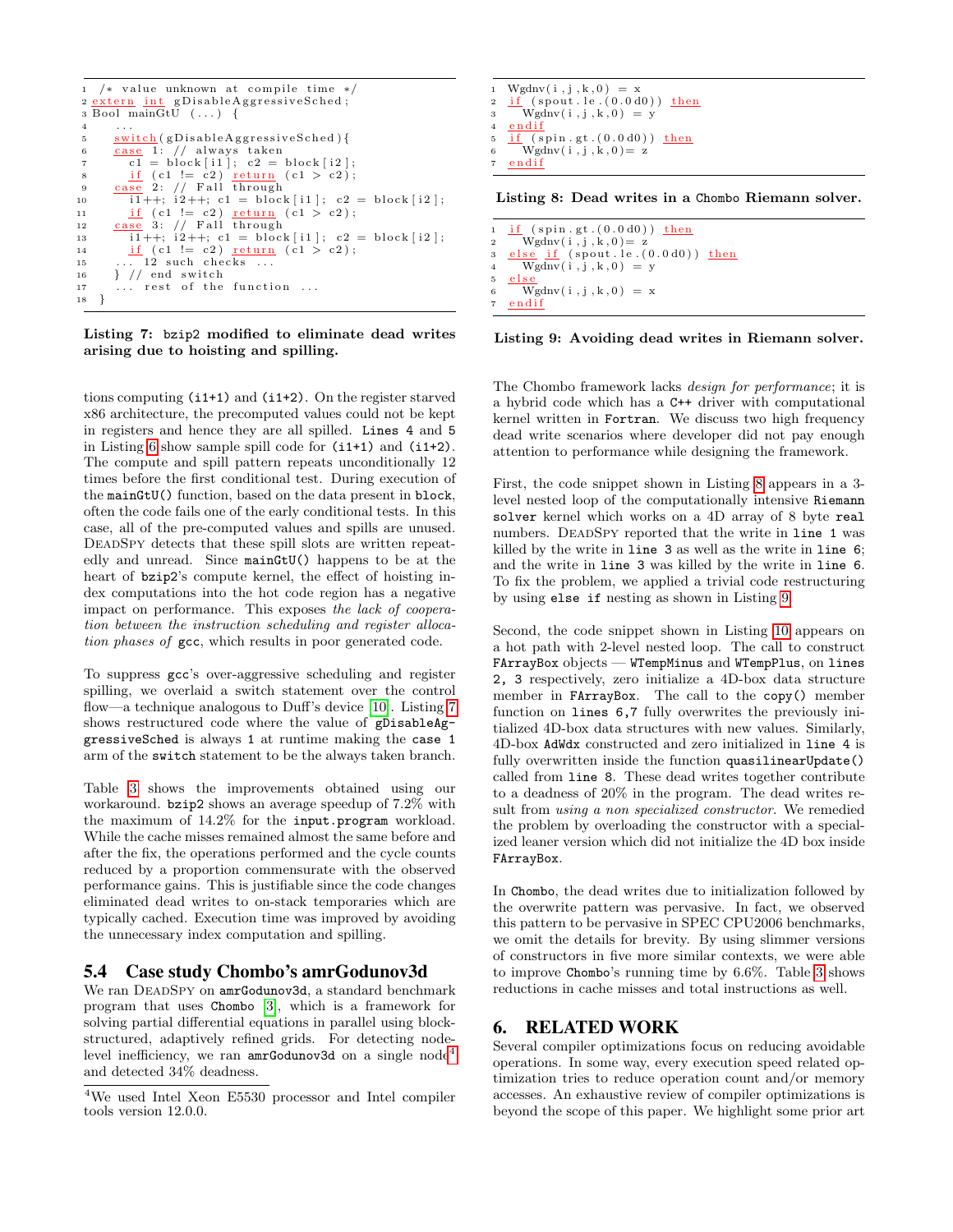```
/* value unknown at compile time */
extern int gDisableAggressiveSched;
Bool mainGtU (...) {
  ...
  switch(gDisableAggressiveSched){
  case 1: // always taken
    c1 = block[i1]; c2 = block[i2];
    if (c1 != c2) return (c1 > c2);
  case 2: // Fall through
    i1++; i2++; c1 = block[i1]; c2 = block[i2];
    if (c1 != c2) return (c1 > c2);
  case 3: // Fall through
    i1++; i2++; c1 = block[i1]; c2 = block[i2];
    if (c1 != c2) return (c1 > c2);
  ... 12 such checks ...
  } // end switch
  ... rest of the function ...
}
```

**Listing 7: bzip2 modified to eliminate dead writes arising due to hoisting and spilling.**

tions computing `(i1+1)` and `(i1+2)`. On the register starved x86 architecture, the precomputed values could not be kept in registers and hence they are all spilled. `Lines 4` and `5` in Listing 6 show sample spill code for `(i1+1)` and `(i1+2)`. The compute and spill pattern repeats unconditionally 12 times before the first conditional test. During execution of the `mainGtU()` function, based on the data present in `block`, often the code fails one of the early conditional tests. In this case, all of the pre-computed values and spills are unused. DeadSpy detects that these spill slots are written repeatedly and unread. Since `mainGtU()` happens to be at the heart of `bzip2`'s compute kernel, the effect of hoisting index computations into the hot code region has a negative impact on performance. This exposes *the lack of cooperation between the instruction scheduling and register allocation phases of* `gcc`, which results in poor generated code.

To suppress `gcc`'s over-aggressive scheduling and register spilling, we overlaid a switch statement over the control flow—a technique analogous to Duff's device [10]. Listing 7 shows restructured code where the value of `gDisableAggressiveSched` is always `1` at runtime making the `case 1` arm of the `switch` statement to be the always taken branch.

Table 3 shows the improvements obtained using our workaround. `bzip2` shows an average speedup of 7.2% with the maximum of 14.2% for the `input.program` workload. While the cache misses remained almost the same before and after the fix, the operations performed and the cycle counts reduced by a proportion commensurate with the observed performance gains. This is justifiable since the code changes eliminated dead writes to on-stack temporaries which are typically cached. Execution time was improved by avoiding the unnecessary index computation and spilling.

### 5.4 Case study Chombo's amrGodunov3d

We ran DeadSpy on `amrGodunov3d`, a standard benchmark program that uses `Chombo` [3], which is a framework for solving partial differential equations in parallel using block-structured, adaptively refined grids. For detecting node-level inefficiency, we ran `amrGodunov3d` on a single node[4] and detected 34% deadness.

[4] We used Intel Xeon E5530 processor and Intel compiler tools version 12.0.0.

```
Wgdnv(i,j,k,0) = x
if (spout.le.(0.0d0)) then
  Wgdnv(i,j,k,0) = y
endif
if (spin.gt.(0.0d0)) then
  Wgdnv(i,j,k,0)= z
endif
```

**Listing 8: Dead writes in a Chombo Riemann solver.**

```
if (spin.gt.(0.0d0)) then
  Wgdnv(i,j,k,0)= z
else if (spout.le.(0.0d0)) then
  Wgdnv(i,j,k,0) = y
else
  Wgdnv(i,j,k,0) = x
endif
```

**Listing 9: Avoiding dead writes in Riemann solver.**

The Chombo framework lacks *design for performance*; it is a hybrid code which has a `C++` driver with computational kernel written in `Fortran`. We discuss two high frequency dead write scenarios where developer did not pay enough attention to performance while designing the framework.

First, the code snippet shown in Listing 8 appears in a 3-level nested loop of the computationally intensive `Riemann solver` kernel which works on a 4D array of 8 byte `real` numbers. DeadSpy reported that the write in `line 1` was killed by the write in `line 3` as well as the write in `line 6`; and the write in `line 3` was killed by the write in `line 6`. To fix the problem, we applied a trivial code restructuring by using `else if` nesting as shown in Listing 9.

Second, the code snippet shown in Listing 10 appears on a hot path with 2-level nested loop. The call to construct `FArrayBox` objects — `WTempMinus` and `WTempPlus`, on `lines 2, 3` respectively, zero initialize a 4D-box data structure member in `FArrayBox`. The call to the `copy()` member function on `lines 6,7` fully overwrites the previously initialized 4D-box data structures with new values. Similarly, 4D-box `AdWdx` constructed and zero initialized in `line 4` is fully overwritten inside the function `quasilinearUpdate()` called from `line 8`. These dead writes together contribute to a deadness of 20% in the program. The dead writes result from *using a non specialized constructor*. We remedied the problem by overloading the constructor with a specialized leaner version which did not initialize the 4D box inside `FArrayBox`.

In `Chombo`, the dead writes due to initialization followed by the overwrite pattern was pervasive. In fact, we observed this pattern to be pervasive in SPEC CPU2006 benchmarks, we omit the details for brevity. By using slimmer versions of constructors in five more similar contexts, we were able to improve `Chombo`'s running time by 6.6%. Table 3 shows reductions in cache misses and total instructions as well.

## 6. RELATED WORK

Several compiler optimizations focus on reducing avoidable operations. In some way, every execution speed related optimization tries to reduce operation count and/or memory accesses. An exhaustive review of compiler optimizations is beyond the scope of this paper. We highlight some prior art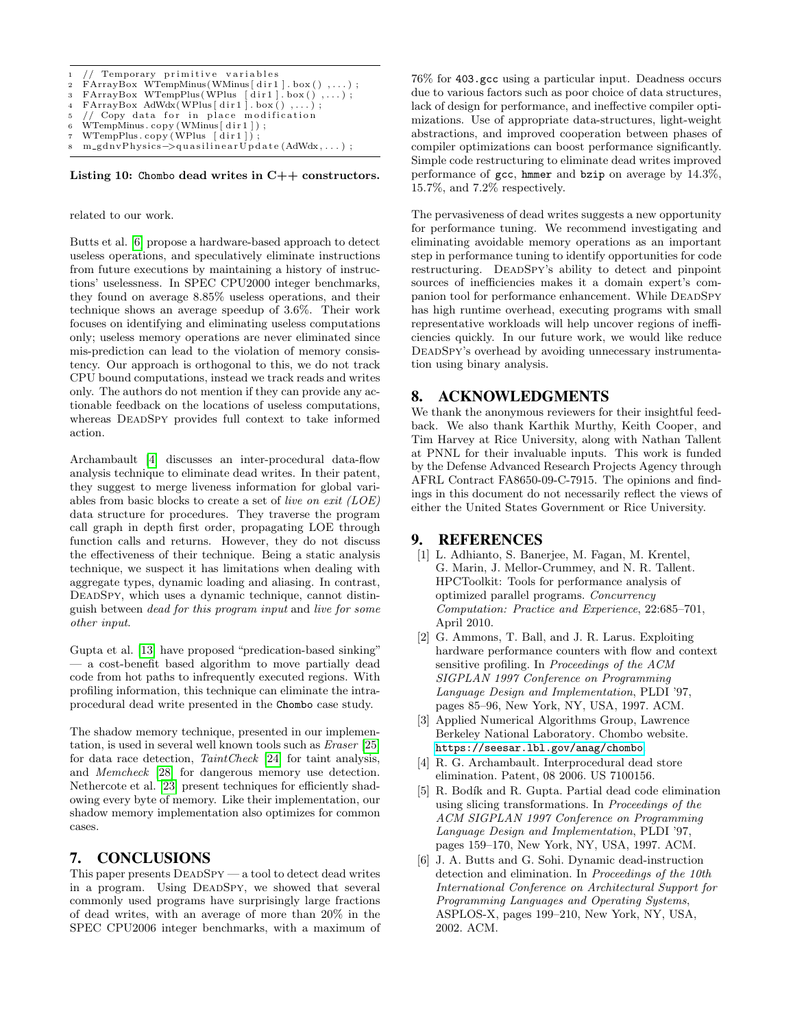```
1  // Temporary primitive variables
2  FArrayBox WTempMinus(WMinus[dir1].box(),...);
3  FArrayBox WTempPlus(WPlus [dir1].box(),...);
4  FArrayBox AdWdx(WPlus[dir1].box(),...);
5  // Copy data for in place modification
6  WTempMinus.copy(WMinus[dir1]);
7  WTempPlus.copy(WPlus [dir1]);
8  m_gdnvPhysics->quasilinearUpdate(AdWdx,...);
```

**Listing 10: `Chombo` dead writes in C++ constructors.**

related to our work.

Butts et al. [6] propose a hardware-based approach to detect useless operations, and speculatively eliminate instructions from future executions by maintaining a history of instructions' uselessness. In SPEC CPU2000 integer benchmarks, they found on average 8.85% useless operations, and their technique shows an average speedup of 3.6%. Their work focuses on identifying and eliminating useless computations only; useless memory operations are never eliminated since mis-prediction can lead to the violation of memory consistency. Our approach is orthogonal to this, we do not track CPU bound computations, instead we track reads and writes only. The authors do not mention if they can provide any actionable feedback on the locations of useless computations, whereas DeadSpy provides full context to take informed action.

Archambault [4] discusses an inter-procedural data-flow analysis technique to eliminate dead writes. In their patent, they suggest to merge liveness information for global variables from basic blocks to create a set of *live on exit (LOE)* data structure for procedures. They traverse the program call graph in depth first order, propagating LOE through function calls and returns. However, they do not discuss the effectiveness of their technique. Being a static analysis technique, we suspect it has limitations when dealing with aggregate types, dynamic loading and aliasing. In contrast, DeadSpy, which uses a dynamic technique, cannot distinguish between *dead for this program input* and *live for some other input*.

Gupta et al. [13] have proposed "predication-based sinking" — a cost-benefit based algorithm to move partially dead code from hot paths to infrequently executed regions. With profiling information, this technique can eliminate the intra-procedural dead write presented in the `Chombo` case study.

The shadow memory technique, presented in our implementation, is used in several well known tools such as *Eraser* [25] for data race detection, *TaintCheck* [24] for taint analysis, and *Memcheck* [28] for dangerous memory use detection. Nethercote et al. [23] present techniques for efficiently shadowing every byte of memory. Like their implementation, our shadow memory implementation also optimizes for common cases.

## 7. CONCLUSIONS

This paper presents DeadSpy — a tool to detect dead writes in a program. Using DeadSpy, we showed that several commonly used programs have surprisingly large fractions of dead writes, with an average of more than 20% in the SPEC CPU2006 integer benchmarks, with a maximum of 76% for `403.gcc` using a particular input. Deadness occurs due to various factors such as poor choice of data structures, lack of design for performance, and ineffective compiler optimizations. Use of appropriate data-structures, light-weight abstractions, and improved cooperation between phases of compiler optimizations can boost performance significantly. Simple code restructuring to eliminate dead writes improved performance of `gcc`, `hmmer` and `bzip` on average by 14.3%, 15.7%, and 7.2% respectively.

The pervasiveness of dead writes suggests a new opportunity for performance tuning. We recommend investigating and eliminating avoidable memory operations as an important step in performance tuning to identify opportunities for code restructuring. DeadSpy's ability to detect and pinpoint sources of inefficiencies makes it a domain expert's companion tool for performance enhancement. While DeadSpy has high runtime overhead, executing programs with small representative workloads will help uncover regions of inefficiencies quickly. In our future work, we would like reduce DeadSpy's overhead by avoiding unnecessary instrumentation using binary analysis.

## 8. ACKNOWLEDGMENTS

We thank the anonymous reviewers for their insightful feedback. We also thank Karthik Murthy, Keith Cooper, and Tim Harvey at Rice University, along with Nathan Tallent at PNNL for their invaluable inputs. This work is funded by the Defense Advanced Research Projects Agency through AFRL Contract FA8650-09-C-7915. The opinions and findings in this document do not necessarily reflect the views of either the United States Government or Rice University.

## 9. REFERENCES

[1] L. Adhianto, S. Banerjee, M. Fagan, M. Krentel, G. Marin, J. Mellor-Crummey, and N. R. Tallent. HPCToolkit: Tools for performance analysis of optimized parallel programs. *Concurrency Computation: Practice and Experience*, 22:685–701, April 2010.

[2] G. Ammons, T. Ball, and J. R. Larus. Exploiting hardware performance counters with flow and context sensitive profiling. In *Proceedings of the ACM SIGPLAN 1997 Conference on Programming Language Design and Implementation*, PLDI '97, pages 85–96, New York, NY, USA, 1997. ACM.

[3] Applied Numerical Algorithms Group, Lawrence Berkeley National Laboratory. Chombo website. https://seesar.lbl.gov/anag/chombo.

[4] R. G. Archambault. Interprocedural dead store elimination. Patent, 08 2006. US 7100156.

[5] R. Bodík and R. Gupta. Partial dead code elimination using slicing transformations. In *Proceedings of the ACM SIGPLAN 1997 Conference on Programming Language Design and Implementation*, PLDI '97, pages 159–170, New York, NY, USA, 1997. ACM.

[6] J. A. Butts and G. Sohi. Dynamic dead-instruction detection and elimination. In *Proceedings of the 10th International Conference on Architectural Support for Programming Languages and Operating Systems*, ASPLOS-X, pages 199–210, New York, NY, USA, 2002. ACM.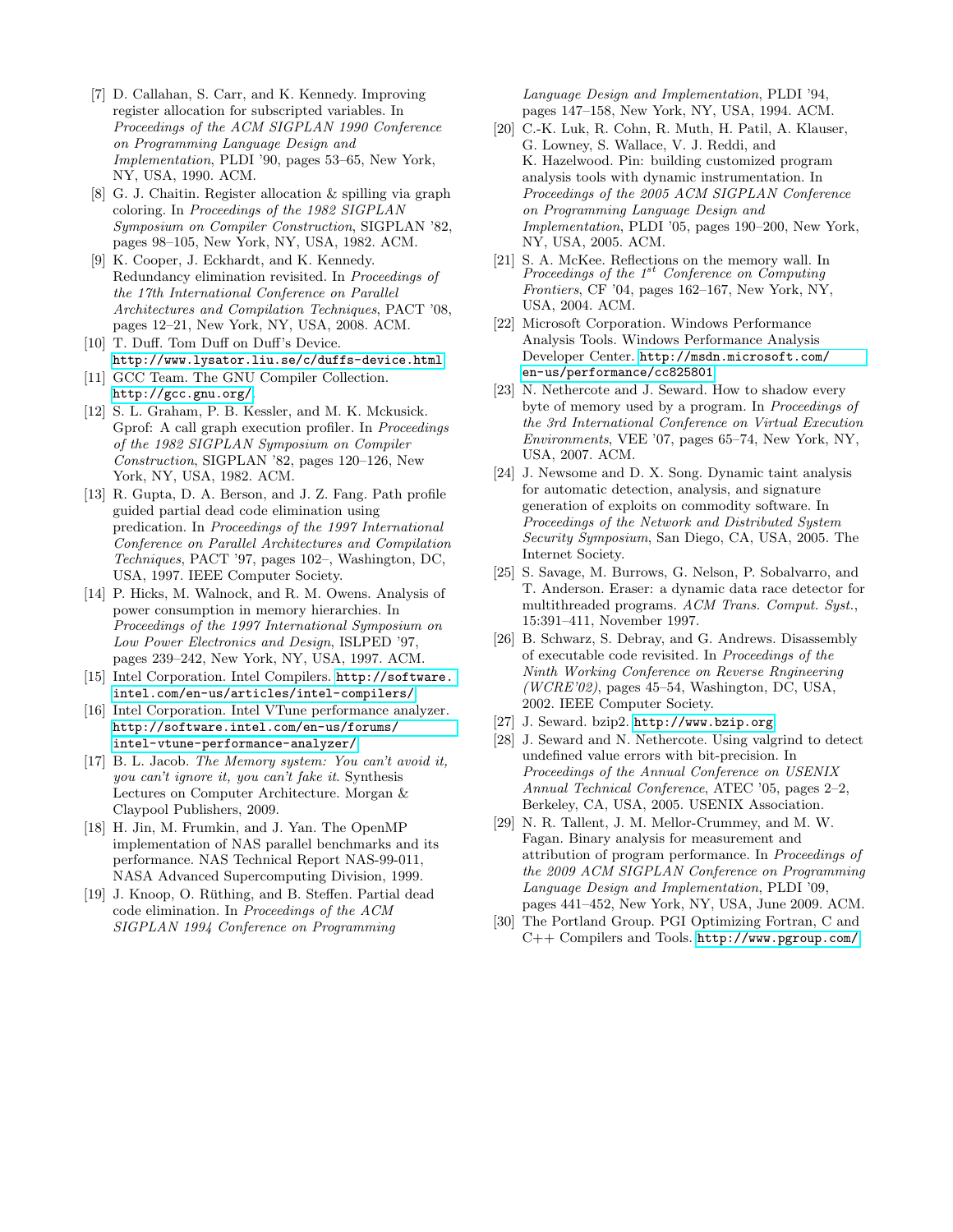[7] D. Callahan, S. Carr, and K. Kennedy. Improving register allocation for subscripted variables. In *Proceedings of the ACM SIGPLAN 1990 Conference on Programming Language Design and Implementation*, PLDI '90, pages 53–65, New York, NY, USA, 1990. ACM.

[8] G. J. Chaitin. Register allocation & spilling via graph coloring. In *Proceedings of the 1982 SIGPLAN Symposium on Compiler Construction*, SIGPLAN '82, pages 98–105, New York, NY, USA, 1982. ACM.

[9] K. Cooper, J. Eckhardt, and K. Kennedy. Redundancy elimination revisited. In *Proceedings of the 17th International Conference on Parallel Architectures and Compilation Techniques*, PACT '08, pages 12–21, New York, NY, USA, 2008. ACM.

[10] T. Duff. Tom Duff on Duff's Device. http://www.lysator.liu.se/c/duffs-device.html

[11] GCC Team. The GNU Compiler Collection. http://gcc.gnu.org/.

[12] S. L. Graham, P. B. Kessler, and M. K. Mckusick. Gprof: A call graph execution profiler. In *Proceedings of the 1982 SIGPLAN Symposium on Compiler Construction*, SIGPLAN '82, pages 120–126, New York, NY, USA, 1982. ACM.

[13] R. Gupta, D. A. Berson, and J. Z. Fang. Path profile guided partial dead code elimination using predication. In *Proceedings of the 1997 International Conference on Parallel Architectures and Compilation Techniques*, PACT '97, pages 102–, Washington, DC, USA, 1997. IEEE Computer Society.

[14] P. Hicks, M. Walnock, and R. M. Owens. Analysis of power consumption in memory hierarchies. In *Proceedings of the 1997 International Symposium on Low Power Electronics and Design*, ISLPED '97, pages 239–242, New York, NY, USA, 1997. ACM.

[15] Intel Corporation. Intel Compilers. http://software.intel.com/en-us/articles/intel-compilers/

[16] Intel Corporation. Intel VTune performance analyzer. http://software.intel.com/en-us/forums/intel-vtune-performance-analyzer/

[17] B. L. Jacob. *The Memory system: You can't avoid it, you can't ignore it, you can't fake it*. Synthesis Lectures on Computer Architecture. Morgan & Claypool Publishers, 2009.

[18] H. Jin, M. Frumkin, and J. Yan. The OpenMP implementation of NAS parallel benchmarks and its performance. NAS Technical Report NAS-99-011, NASA Advanced Supercomputing Division, 1999.

[19] J. Knoop, O. Rüthing, and B. Steffen. Partial dead code elimination. In *Proceedings of the ACM SIGPLAN 1994 Conference on Programming Language Design and Implementation*, PLDI '94, pages 147–158, New York, NY, USA, 1994. ACM.

[20] C.-K. Luk, R. Cohn, R. Muth, H. Patil, A. Klauser, G. Lowney, S. Wallace, V. J. Reddi, and K. Hazelwood. Pin: building customized program analysis tools with dynamic instrumentation. In *Proceedings of the 2005 ACM SIGPLAN Conference on Programming Language Design and Implementation*, PLDI '05, pages 190–200, New York, NY, USA, 2005. ACM.

[21] S. A. McKee. Reflections on the memory wall. In *Proceedings of the 1st Conference on Computing Frontiers*, CF '04, pages 162–167, New York, NY, USA, 2004. ACM.

[22] Microsoft Corporation. Windows Performance Analysis Tools. Windows Performance Analysis Developer Center. http://msdn.microsoft.com/en-us/performance/cc825801

[23] N. Nethercote and J. Seward. How to shadow every byte of memory used by a program. In *Proceedings of the 3rd International Conference on Virtual Execution Environments*, VEE '07, pages 65–74, New York, NY, USA, 2007. ACM.

[24] J. Newsome and D. X. Song. Dynamic taint analysis for automatic detection, analysis, and signature generation of exploits on commodity software. In *Proceedings of the Network and Distributed System Security Symposium*, San Diego, CA, USA, 2005. The Internet Society.

[25] S. Savage, M. Burrows, G. Nelson, P. Sobalvarro, and T. Anderson. Eraser: a dynamic data race detector for multithreaded programs. *ACM Trans. Comput. Syst.*, 15:391–411, November 1997.

[26] B. Schwarz, S. Debray, and G. Andrews. Disassembly of executable code revisited. In *Proceedings of the Ninth Working Conference on Reverse Rngineering (WCRE'02)*, pages 45–54, Washington, DC, USA, 2002. IEEE Computer Society.

[27] J. Seward. bzip2. http://www.bzip.org

[28] J. Seward and N. Nethercote. Using valgrind to detect undefined value errors with bit-precision. In *Proceedings of the Annual Conference on USENIX Annual Technical Conference*, ATEC '05, pages 2–2, Berkeley, CA, USA, 2005. USENIX Association.

[29] N. R. Tallent, J. M. Mellor-Crummey, and M. W. Fagan. Binary analysis for measurement and attribution of program performance. In *Proceedings of the 2009 ACM SIGPLAN Conference on Programming Language Design and Implementation*, PLDI '09, pages 441–452, New York, NY, USA, June 2009. ACM.

[30] The Portland Group. PGI Optimizing Fortran, C and C++ Compilers and Tools. http://www.pgroup.com/